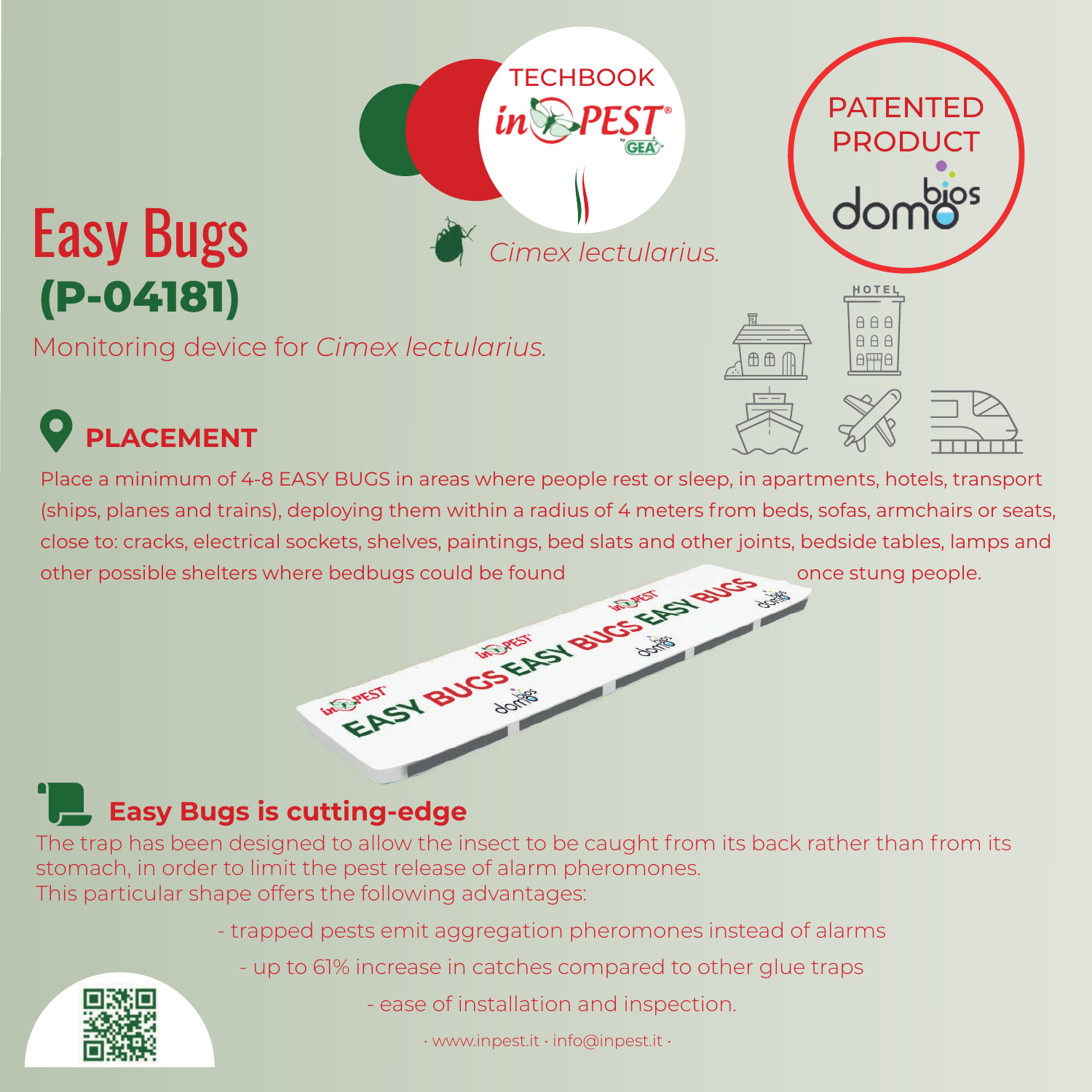TECHBOOK

inPEST

PATENTED PRODUCT

domobios

# Easy Bugs

## (P-04181)

*Cimex lectularius.*

Monitoring device for *Cimex lectularius.*

## PLACEMENT

Place a minimum of 4-8 EASY BUGS in areas where people rest or sleep, in apartments, hotels, transport (ships, planes and trains), deploying them within a radius of 4 meters from beds, sofas, armchairs or seats, close to: cracks, electrical sockets, shelves, paintings, bed slats and other joints, bedside tables, lamps and other possible shelters where bedbugs could be found once stung people.

## Easy Bugs is cutting-edge

The trap has been designed to allow the insect to be caught from its back rather than from its stomach, in order to limit the pest release of alarm pheromones.
This particular shape offers the following advantages:

- trapped pests emit aggregation pheromones instead of alarms
- up to 61% increase in catches compared to other glue traps
- ease of installation and inspection.

· www.inpest.it · info@inpest.it ·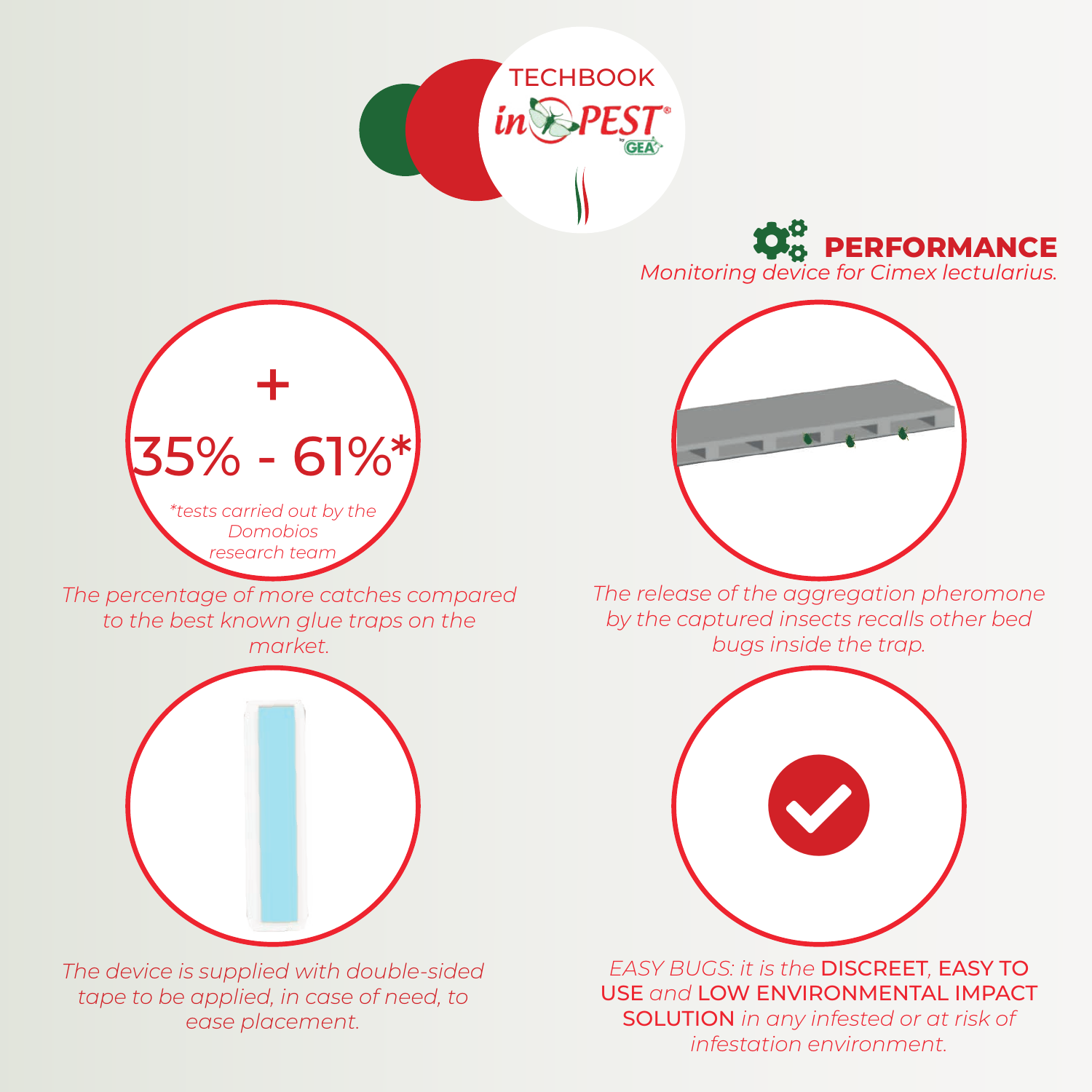TECHBOOK

## PERFORMANCE

*Monitoring device for Cimex lectularius.*

**+ 35% - 61%***

**tests carried out by the Domobios research team*

*The percentage of more catches compared to the best known glue traps on the market.*

*The release of the aggregation pheromone by the captured insects recalls other bed bugs inside the trap.*

*The device is supplied with double-sided tape to be applied, in case of need, to ease placement.*

*EASY BUGS: it is the* **DISCREET**, **EASY TO USE** *and* **LOW ENVIRONMENTAL IMPACT SOLUTION** *in any infested or at risk of infestation environment.*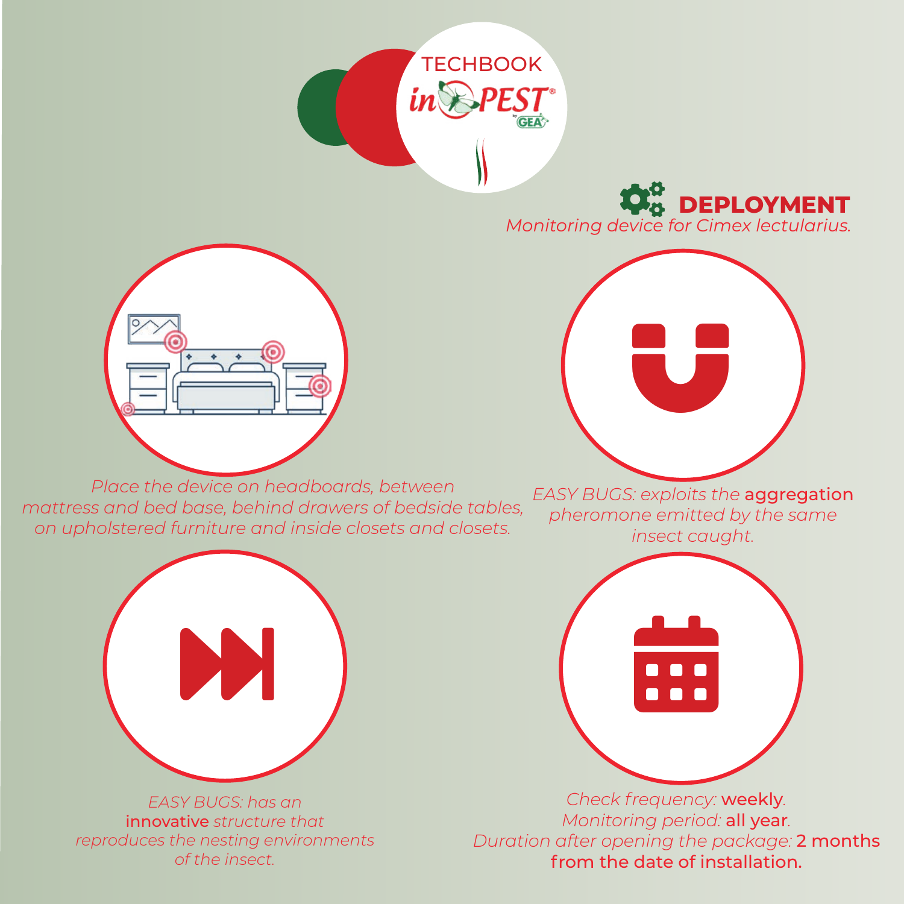TECHBOOK

## DEPLOYMENT

*Monitoring device for Cimex lectularius.*

*Place the device on headboards, between mattress and bed base, behind drawers of bedside tables, on upholstered furniture and inside closets and closets.*

*EASY BUGS: exploits the* **aggregation** *pheromone emitted by the same insect caught.*

*EASY BUGS: has an* **innovative** *structure that reproduces the nesting environments of the insect.*

*Check frequency:* **weekly**.
*Monitoring period:* **all year**.
*Duration after opening the package:* **2 months from the date of installation.**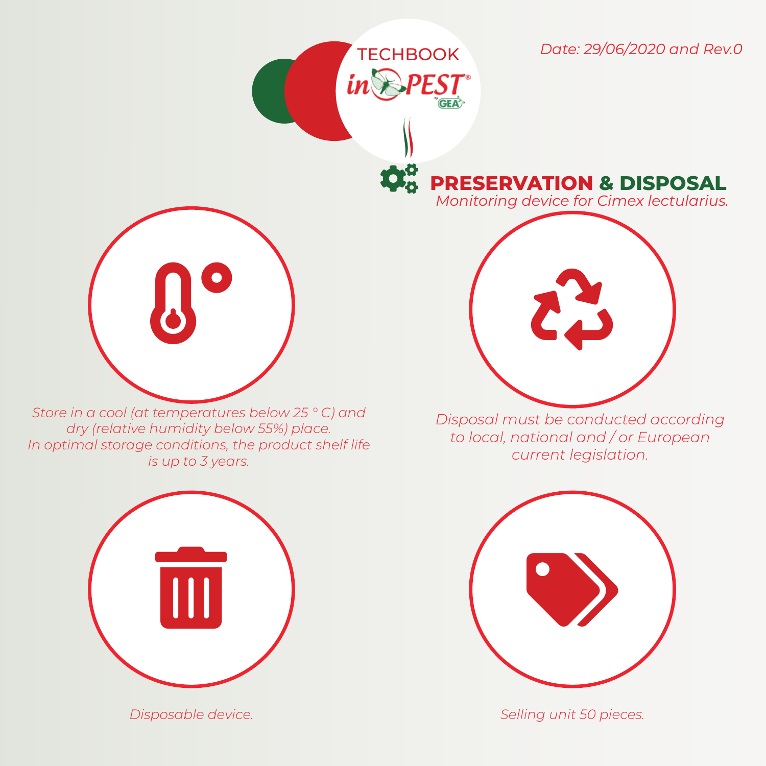TECHBOOK

*Date: 29/06/2020 and Rev.0*

## PRESERVATION & DISPOSAL

*Monitoring device for Cimex lectularius.*

*Store in a cool (at temperatures below 25 ° C) and dry (relative humidity below 55%) place.
In optimal storage conditions, the product shelf life is up to 3 years.*

*Disposal must be conducted according to local, national and / or European current legislation.*

*Disposable device.*

*Selling unit 50 pieces.*